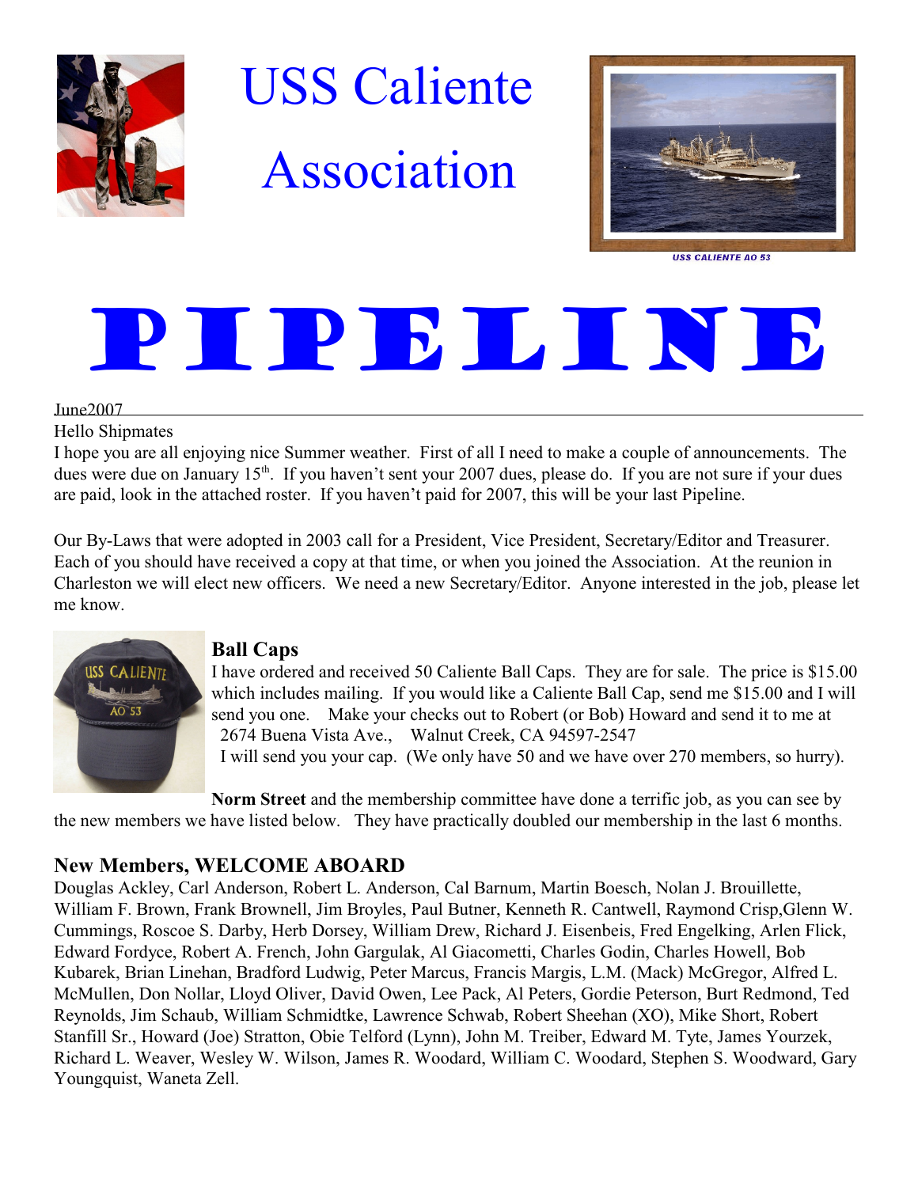# USS Caliente Association

USS CALIENTE AO 53

# PIPELINE

June2007

Hello Shipmates

I hope you are all enjoying nice Summer weather. First of all I need to make a couple of announcements. The dues were due on January 15th. If you haven't sent your 2007 dues, please do. If you are not sure if your dues are paid, look in the attached roster. If you haven't paid for 2007, this will be your last Pipeline.

Our By-Laws that were adopted in 2003 call for a President, Vice President, Secretary/Editor and Treasurer. Each of you should have received a copy at that time, or when you joined the Association. At the reunion in Charleston we will elect new officers. We need a new Secretary/Editor. Anyone interested in the job, please let me know.

## Ball Caps

I have ordered and received 50 Caliente Ball Caps. They are for sale. The price is $15.00 which includes mailing. If you would like a Caliente Ball Cap, send me $15.00 and I will send you one. Make your checks out to Robert (or Bob) Howard and send it to me at 2674 Buena Vista Ave., Walnut Creek, CA 94597-2547

I will send you your cap. (We only have 50 and we have over 270 members, so hurry).

**Norm Street** and the membership committee have done a terrific job, as you can see by the new members we have listed below. They have practically doubled our membership in the last 6 months.

## New Members, WELCOME ABOARD

Douglas Ackley, Carl Anderson, Robert L. Anderson, Cal Barnum, Martin Boesch, Nolan J. Brouillette, William F. Brown, Frank Brownell, Jim Broyles, Paul Butner, Kenneth R. Cantwell, Raymond Crisp,Glenn W. Cummings, Roscoe S. Darby, Herb Dorsey, William Drew, Richard J. Eisenbeis, Fred Engelking, Arlen Flick, Edward Fordyce, Robert A. French, John Gargulak, Al Giacometti, Charles Godin, Charles Howell, Bob Kubarek, Brian Linehan, Bradford Ludwig, Peter Marcus, Francis Margis, L.M. (Mack) McGregor, Alfred L. McMullen, Don Nollar, Lloyd Oliver, David Owen, Lee Pack, Al Peters, Gordie Peterson, Burt Redmond, Ted Reynolds, Jim Schaub, William Schmidtke, Lawrence Schwab, Robert Sheehan (XO), Mike Short, Robert Stanfill Sr., Howard (Joe) Stratton, Obie Telford (Lynn), John M. Treiber, Edward M. Tyte, James Yourzek, Richard L. Weaver, Wesley W. Wilson, James R. Woodard, William C. Woodard, Stephen S. Woodward, Gary Youngquist, Waneta Zell.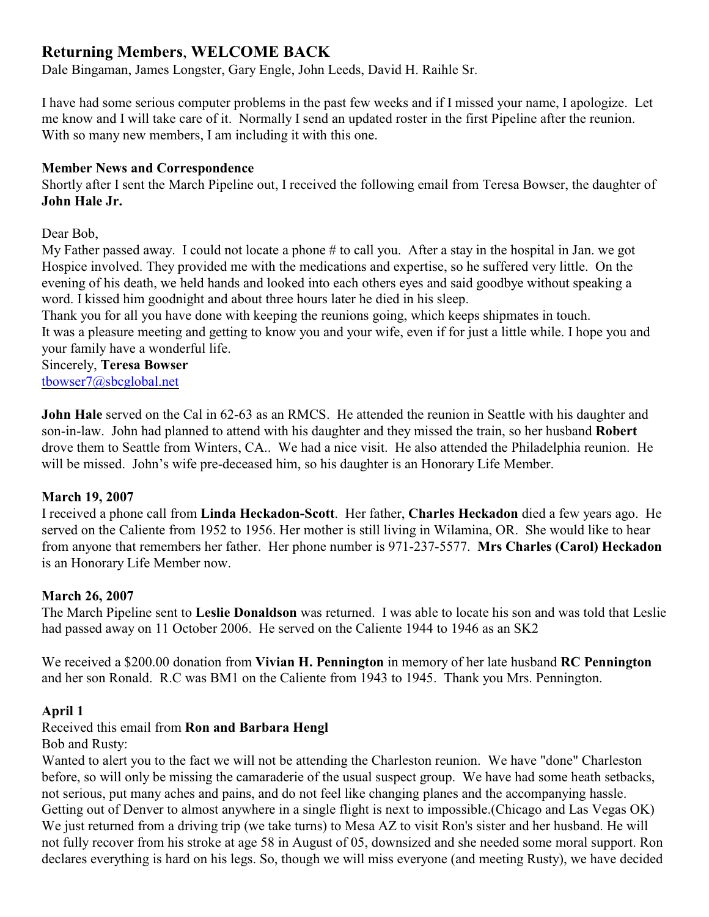## **Returning Members**, **WELCOME BACK**

Dale Bingaman, James Longster, Gary Engle, John Leeds, David H. Raihle Sr.

I have had some serious computer problems in the past few weeks and if I missed your name, I apologize. Let me know and I will take care of it. Normally I send an updated roster in the first Pipeline after the reunion. With so many new members, I am including it with this one.

**Member News and Correspondence**

Shortly after I sent the March Pipeline out, I received the following email from Teresa Bowser, the daughter of **John Hale Jr.**

Dear Bob,

My Father passed away. I could not locate a phone # to call you. After a stay in the hospital in Jan. we got Hospice involved. They provided me with the medications and expertise, so he suffered very little. On the evening of his death, we held hands and looked into each others eyes and said goodbye without speaking a word. I kissed him goodnight and about three hours later he died in his sleep.

Thank you for all you have done with keeping the reunions going, which keeps shipmates in touch.

It was a pleasure meeting and getting to know you and your wife, even if for just a little while. I hope you and your family have a wonderful life.

Sincerely, **Teresa Bowser**

tbowser7@sbcglobal.net

**John Hale** served on the Cal in 62-63 as an RMCS. He attended the reunion in Seattle with his daughter and son-in-law. John had planned to attend with his daughter and they missed the train, so her husband **Robert** drove them to Seattle from Winters, CA.. We had a nice visit. He also attended the Philadelphia reunion. He will be missed. John's wife pre-deceased him, so his daughter is an Honorary Life Member.

**March 19, 2007**

I received a phone call from **Linda Heckadon-Scott**. Her father, **Charles Heckadon** died a few years ago. He served on the Caliente from 1952 to 1956. Her mother is still living in Wilamina, OR. She would like to hear from anyone that remembers her father. Her phone number is 971-237-5577. **Mrs Charles (Carol) Heckadon** is an Honorary Life Member now.

**March 26, 2007**

The March Pipeline sent to **Leslie Donaldson** was returned. I was able to locate his son and was told that Leslie had passed away on 11 October 2006. He served on the Caliente 1944 to 1946 as an SK2

We received a $200.00 donation from **Vivian H. Pennington** in memory of her late husband **RC Pennington** and her son Ronald. R.C was BM1 on the Caliente from 1943 to 1945. Thank you Mrs. Pennington.

**April 1**

Received this email from **Ron and Barbara Hengl**

Bob and Rusty:

Wanted to alert you to the fact we will not be attending the Charleston reunion. We have "done" Charleston before, so will only be missing the camaraderie of the usual suspect group. We have had some heath setbacks, not serious, put many aches and pains, and do not feel like changing planes and the accompanying hassle. Getting out of Denver to almost anywhere in a single flight is next to impossible.(Chicago and Las Vegas OK) We just returned from a driving trip (we take turns) to Mesa AZ to visit Ron's sister and her husband. He will not fully recover from his stroke at age 58 in August of 05, downsized and she needed some moral support. Ron declares everything is hard on his legs. So, though we will miss everyone (and meeting Rusty), we have decided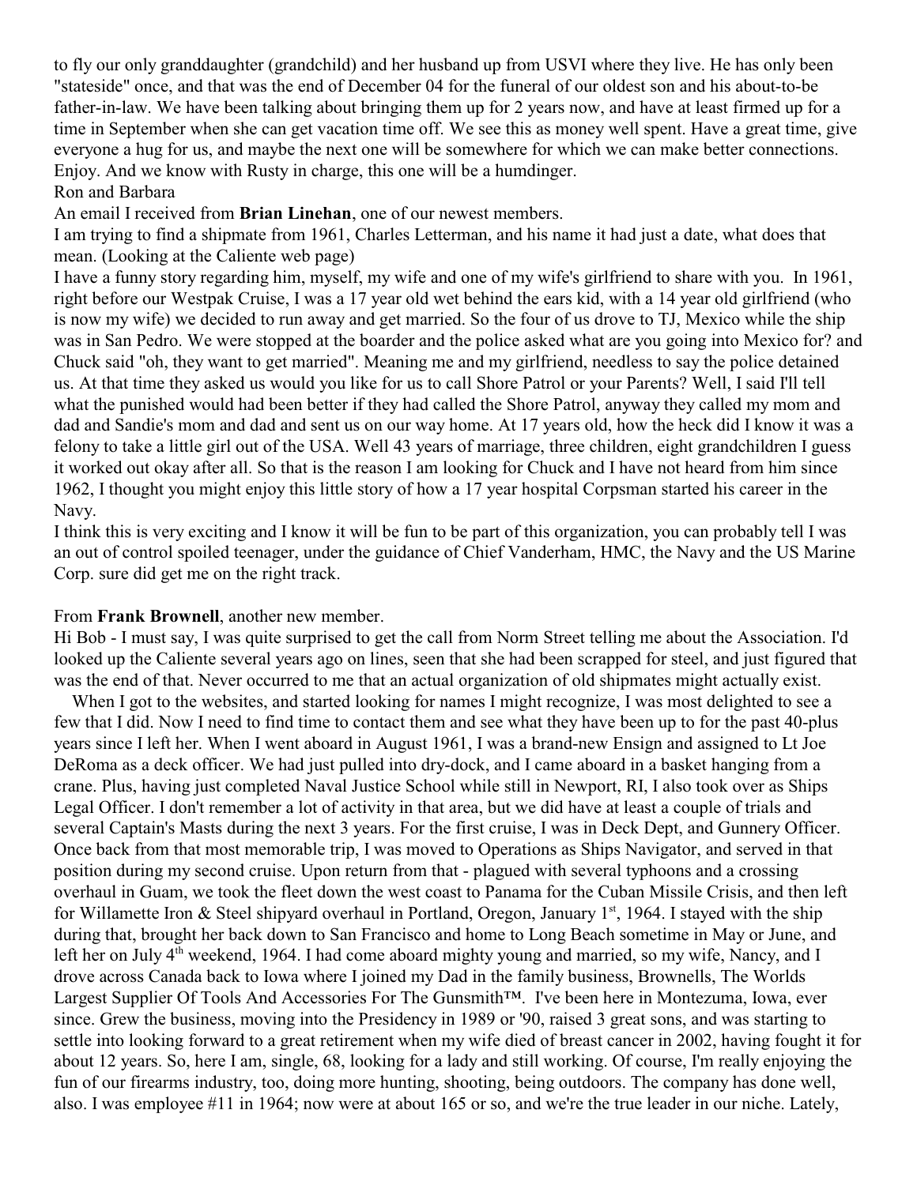to fly our only granddaughter (grandchild) and her husband up from USVI where they live. He has only been "stateside" once, and that was the end of December 04 for the funeral of our oldest son and his about-to-be father-in-law. We have been talking about bringing them up for 2 years now, and have at least firmed up for a time in September when she can get vacation time off. We see this as money well spent. Have a great time, give everyone a hug for us, and maybe the next one will be somewhere for which we can make better connections. Enjoy. And we know with Rusty in charge, this one will be a humdinger.

Ron and Barbara

An email I received from **Brian Linehan**, one of our newest members.

I am trying to find a shipmate from 1961, Charles Letterman, and his name it had just a date, what does that mean. (Looking at the Caliente web page)

I have a funny story regarding him, myself, my wife and one of my wife's girlfriend to share with you. In 1961, right before our Westpak Cruise, I was a 17 year old wet behind the ears kid, with a 14 year old girlfriend (who is now my wife) we decided to run away and get married. So the four of us drove to TJ, Mexico while the ship was in San Pedro. We were stopped at the boarder and the police asked what are you going into Mexico for? and Chuck said "oh, they want to get married". Meaning me and my girlfriend, needless to say the police detained us. At that time they asked us would you like for us to call Shore Patrol or your Parents? Well, I said I'll tell what the punished would had been better if they had called the Shore Patrol, anyway they called my mom and dad and Sandie's mom and dad and sent us on our way home. At 17 years old, how the heck did I know it was a felony to take a little girl out of the USA. Well 43 years of marriage, three children, eight grandchildren I guess it worked out okay after all. So that is the reason I am looking for Chuck and I have not heard from him since 1962, I thought you might enjoy this little story of how a 17 year hospital Corpsman started his career in the Navy.

I think this is very exciting and I know it will be fun to be part of this organization, you can probably tell I was an out of control spoiled teenager, under the guidance of Chief Vanderham, HMC, the Navy and the US Marine Corp. sure did get me on the right track.

From **Frank Brownell**, another new member.

Hi Bob - I must say, I was quite surprised to get the call from Norm Street telling me about the Association. I'd looked up the Caliente several years ago on lines, seen that she had been scrapped for steel, and just figured that was the end of that. Never occurred to me that an actual organization of old shipmates might actually exist.

When I got to the websites, and started looking for names I might recognize, I was most delighted to see a few that I did. Now I need to find time to contact them and see what they have been up to for the past 40-plus years since I left her. When I went aboard in August 1961, I was a brand-new Ensign and assigned to Lt Joe DeRoma as a deck officer. We had just pulled into dry-dock, and I came aboard in a basket hanging from a crane. Plus, having just completed Naval Justice School while still in Newport, RI, I also took over as Ships Legal Officer. I don't remember a lot of activity in that area, but we did have at least a couple of trials and several Captain's Masts during the next 3 years. For the first cruise, I was in Deck Dept, and Gunnery Officer. Once back from that most memorable trip, I was moved to Operations as Ships Navigator, and served in that position during my second cruise. Upon return from that - plagued with several typhoons and a crossing overhaul in Guam, we took the fleet down the west coast to Panama for the Cuban Missile Crisis, and then left for Willamette Iron & Steel shipyard overhaul in Portland, Oregon, January 1st, 1964. I stayed with the ship during that, brought her back down to San Francisco and home to Long Beach sometime in May or June, and left her on July 4th weekend, 1964. I had come aboard mighty young and married, so my wife, Nancy, and I drove across Canada back to Iowa where I joined my Dad in the family business, Brownells, The Worlds Largest Supplier Of Tools And Accessories For The Gunsmith™. I've been here in Montezuma, Iowa, ever since. Grew the business, moving into the Presidency in 1989 or '90, raised 3 great sons, and was starting to settle into looking forward to a great retirement when my wife died of breast cancer in 2002, having fought it for about 12 years. So, here I am, single, 68, looking for a lady and still working. Of course, I'm really enjoying the fun of our firearms industry, too, doing more hunting, shooting, being outdoors. The company has done well, also. I was employee #11 in 1964; now were at about 165 or so, and we're the true leader in our niche. Lately,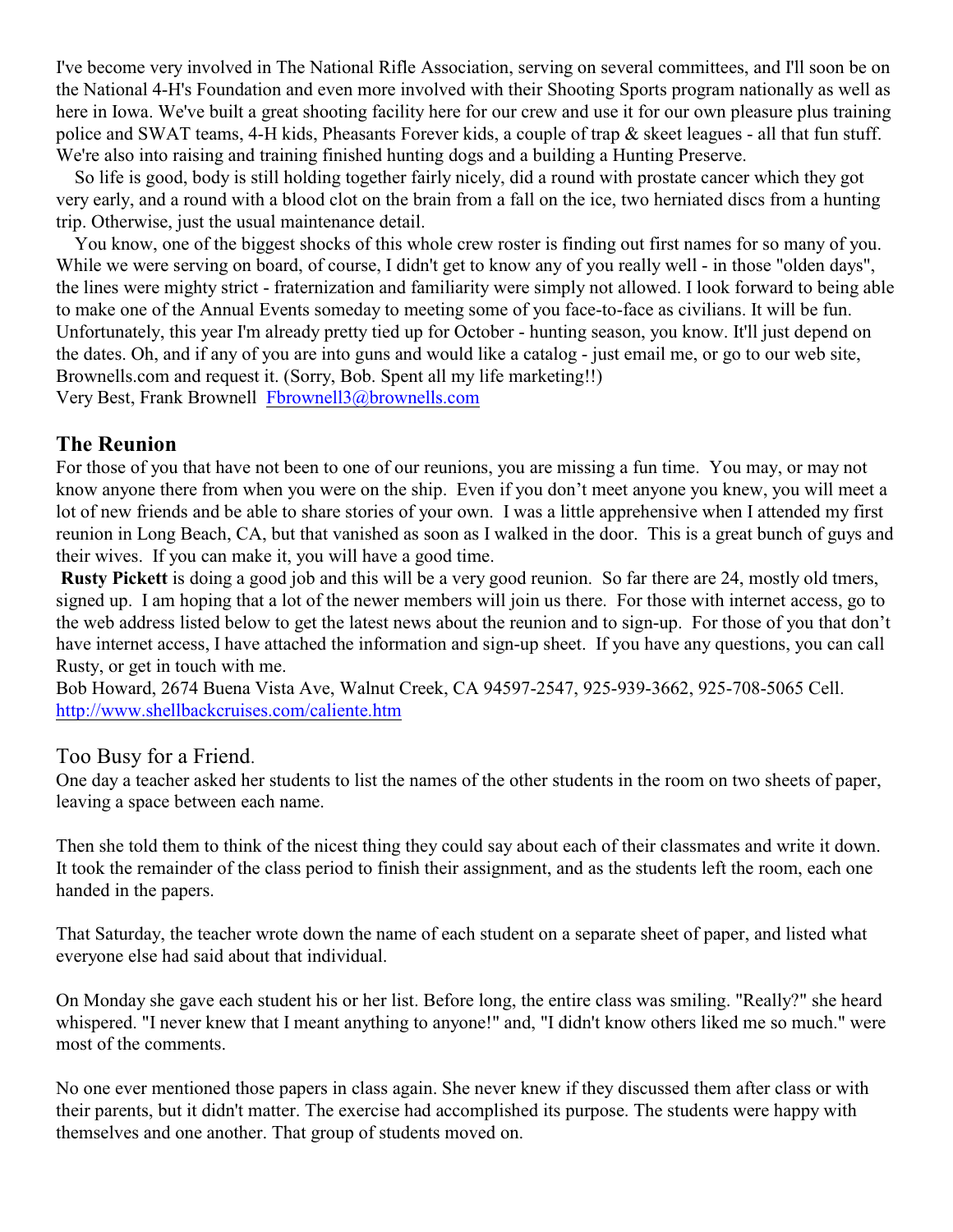I've become very involved in The National Rifle Association, serving on several committees, and I'll soon be on the National 4-H's Foundation and even more involved with their Shooting Sports program nationally as well as here in Iowa. We've built a great shooting facility here for our crew and use it for our own pleasure plus training police and SWAT teams, 4-H kids, Pheasants Forever kids, a couple of trap & skeet leagues - all that fun stuff. We're also into raising and training finished hunting dogs and a building a Hunting Preserve.

So life is good, body is still holding together fairly nicely, did a round with prostate cancer which they got very early, and a round with a blood clot on the brain from a fall on the ice, two herniated discs from a hunting trip. Otherwise, just the usual maintenance detail.

You know, one of the biggest shocks of this whole crew roster is finding out first names for so many of you. While we were serving on board, of course, I didn't get to know any of you really well - in those "olden days", the lines were mighty strict - fraternization and familiarity were simply not allowed. I look forward to being able to make one of the Annual Events someday to meeting some of you face-to-face as civilians. It will be fun. Unfortunately, this year I'm already pretty tied up for October - hunting season, you know. It'll just depend on the dates. Oh, and if any of you are into guns and would like a catalog - just email me, or go to our web site, Brownells.com and request it. (Sorry, Bob. Spent all my life marketing!!)
Very Best, Frank Brownell Fbrownell3@brownells.com

## The Reunion

For those of you that have not been to one of our reunions, you are missing a fun time. You may, or may not know anyone there from when you were on the ship. Even if you don't meet anyone you knew, you will meet a lot of new friends and be able to share stories of your own. I was a little apprehensive when I attended my first reunion in Long Beach, CA, but that vanished as soon as I walked in the door. This is a great bunch of guys and their wives. If you can make it, you will have a good time.

**Rusty Pickett** is doing a good job and this will be a very good reunion. So far there are 24, mostly old tmers, signed up. I am hoping that a lot of the newer members will join us there. For those with internet access, go to the web address listed below to get the latest news about the reunion and to sign-up. For those of you that don't have internet access, I have attached the information and sign-up sheet. If you have any questions, you can call Rusty, or get in touch with me.
Bob Howard, 2674 Buena Vista Ave, Walnut Creek, CA 94597-2547, 925-939-3662, 925-708-5065 Cell.
http://www.shellbackcruises.com/caliente.htm

## Too Busy for a Friend.

One day a teacher asked her students to list the names of the other students in the room on two sheets of paper, leaving a space between each name.

Then she told them to think of the nicest thing they could say about each of their classmates and write it down. It took the remainder of the class period to finish their assignment, and as the students left the room, each one handed in the papers.

That Saturday, the teacher wrote down the name of each student on a separate sheet of paper, and listed what everyone else had said about that individual.

On Monday she gave each student his or her list. Before long, the entire class was smiling. "Really?" she heard whispered. "I never knew that I meant anything to anyone!" and, "I didn't know others liked me so much." were most of the comments.

No one ever mentioned those papers in class again. She never knew if they discussed them after class or with their parents, but it didn't matter. The exercise had accomplished its purpose. The students were happy with themselves and one another. That group of students moved on.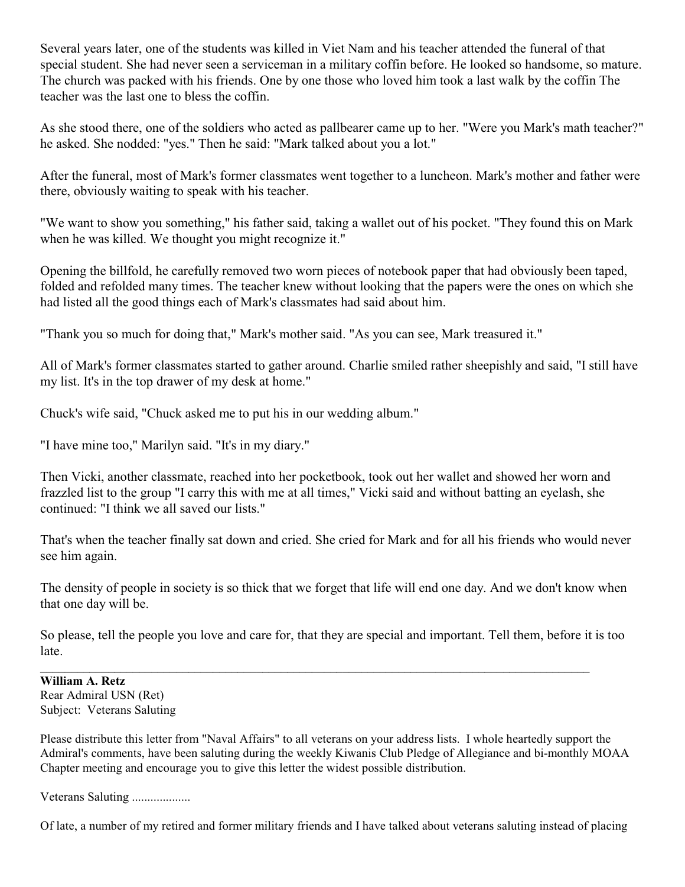Several years later, one of the students was killed in Viet Nam and his teacher attended the funeral of that special student. She had never seen a serviceman in a military coffin before. He looked so handsome, so mature. The church was packed with his friends. One by one those who loved him took a last walk by the coffin The teacher was the last one to bless the coffin.

As she stood there, one of the soldiers who acted as pallbearer came up to her. "Were you Mark's math teacher?" he asked. She nodded: "yes." Then he said: "Mark talked about you a lot."

After the funeral, most of Mark's former classmates went together to a luncheon. Mark's mother and father were there, obviously waiting to speak with his teacher.

"We want to show you something," his father said, taking a wallet out of his pocket. "They found this on Mark when he was killed. We thought you might recognize it."

Opening the billfold, he carefully removed two worn pieces of notebook paper that had obviously been taped, folded and refolded many times. The teacher knew without looking that the papers were the ones on which she had listed all the good things each of Mark's classmates had said about him.

"Thank you so much for doing that," Mark's mother said. "As you can see, Mark treasured it."

All of Mark's former classmates started to gather around. Charlie smiled rather sheepishly and said, "I still have my list. It's in the top drawer of my desk at home."

Chuck's wife said, "Chuck asked me to put his in our wedding album."

"I have mine too," Marilyn said. "It's in my diary."

Then Vicki, another classmate, reached into her pocketbook, took out her wallet and showed her worn and frazzled list to the group "I carry this with me at all times," Vicki said and without batting an eyelash, she continued: "I think we all saved our lists."

That's when the teacher finally sat down and cried. She cried for Mark and for all his friends who would never see him again.

The density of people in society is so thick that we forget that life will end one day. And we don't know when that one day will be.

So please, tell the people you love and care for, that they are special and important. Tell them, before it is too late.

---

**William A. Retz**
Rear Admiral USN (Ret)
Subject: Veterans Saluting

Please distribute this letter from "Naval Affairs" to all veterans on your address lists. I whole heartedly support the Admiral's comments, have been saluting during the weekly Kiwanis Club Pledge of Allegiance and bi-monthly MOAA Chapter meeting and encourage you to give this letter the widest possible distribution.

Veterans Saluting ..................

Of late, a number of my retired and former military friends and I have talked about veterans saluting instead of placing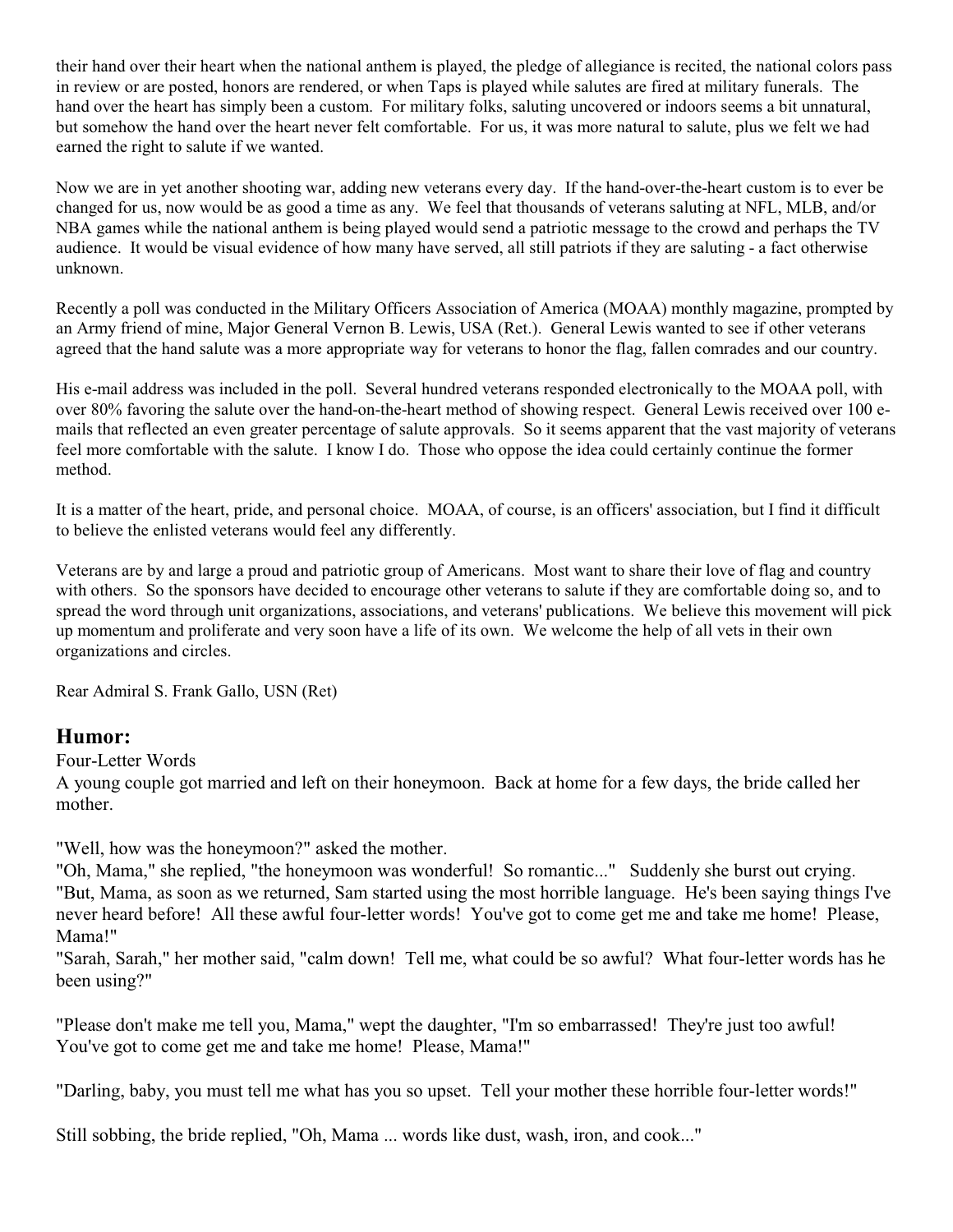their hand over their heart when the national anthem is played, the pledge of allegiance is recited, the national colors pass in review or are posted, honors are rendered, or when Taps is played while salutes are fired at military funerals. The hand over the heart has simply been a custom. For military folks, saluting uncovered or indoors seems a bit unnatural, but somehow the hand over the heart never felt comfortable. For us, it was more natural to salute, plus we felt we had earned the right to salute if we wanted.

Now we are in yet another shooting war, adding new veterans every day. If the hand-over-the-heart custom is to ever be changed for us, now would be as good a time as any. We feel that thousands of veterans saluting at NFL, MLB, and/or NBA games while the national anthem is being played would send a patriotic message to the crowd and perhaps the TV audience. It would be visual evidence of how many have served, all still patriots if they are saluting - a fact otherwise unknown.

Recently a poll was conducted in the Military Officers Association of America (MOAA) monthly magazine, prompted by an Army friend of mine, Major General Vernon B. Lewis, USA (Ret.). General Lewis wanted to see if other veterans agreed that the hand salute was a more appropriate way for veterans to honor the flag, fallen comrades and our country.

His e-mail address was included in the poll. Several hundred veterans responded electronically to the MOAA poll, with over 80% favoring the salute over the hand-on-the-heart method of showing respect. General Lewis received over 100 e-mails that reflected an even greater percentage of salute approvals. So it seems apparent that the vast majority of veterans feel more comfortable with the salute. I know I do. Those who oppose the idea could certainly continue the former method.

It is a matter of the heart, pride, and personal choice. MOAA, of course, is an officers' association, but I find it difficult to believe the enlisted veterans would feel any differently.

Veterans are by and large a proud and patriotic group of Americans. Most want to share their love of flag and country with others. So the sponsors have decided to encourage other veterans to salute if they are comfortable doing so, and to spread the word through unit organizations, associations, and veterans' publications. We believe this movement will pick up momentum and proliferate and very soon have a life of its own. We welcome the help of all vets in their own organizations and circles.

Rear Admiral S. Frank Gallo, USN (Ret)

## Humor:

Four-Letter Words

A young couple got married and left on their honeymoon. Back at home for a few days, the bride called her mother.

"Well, how was the honeymoon?" asked the mother.

"Oh, Mama," she replied, "the honeymoon was wonderful! So romantic..." Suddenly she burst out crying. "But, Mama, as soon as we returned, Sam started using the most horrible language. He's been saying things I've never heard before! All these awful four-letter words! You've got to come get me and take me home! Please, Mama!"

"Sarah, Sarah," her mother said, "calm down! Tell me, what could be so awful? What four-letter words has he been using?"

"Please don't make me tell you, Mama," wept the daughter, "I'm so embarrassed! They're just too awful! You've got to come get me and take me home! Please, Mama!"

"Darling, baby, you must tell me what has you so upset. Tell your mother these horrible four-letter words!"

Still sobbing, the bride replied, "Oh, Mama ... words like dust, wash, iron, and cook..."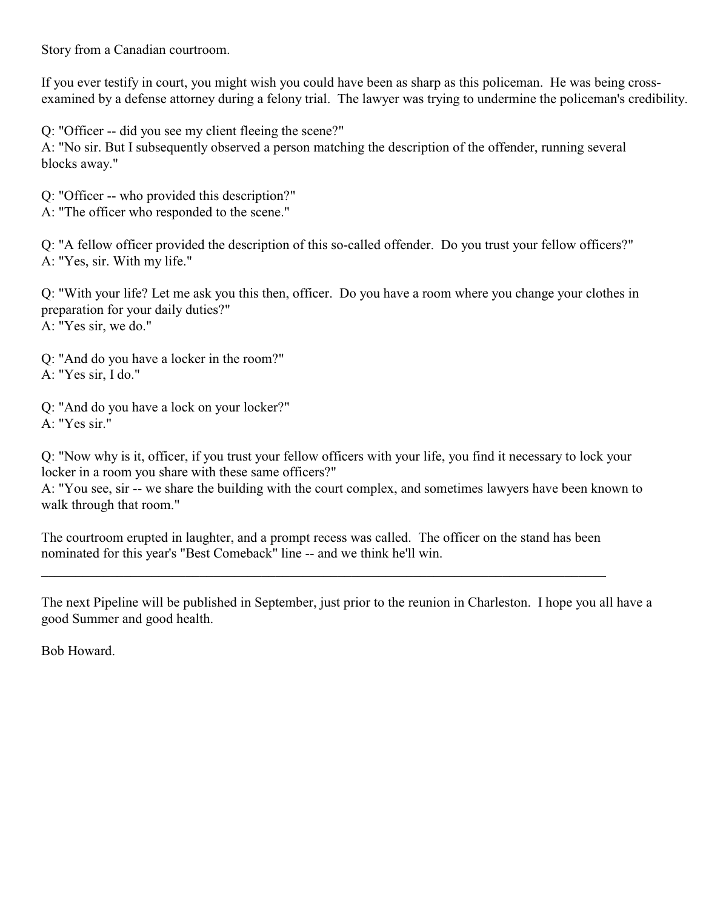Story from a Canadian courtroom.

If you ever testify in court, you might wish you could have been as sharp as this policeman. He was being cross-examined by a defense attorney during a felony trial. The lawyer was trying to undermine the policeman's credibility.

Q: "Officer -- did you see my client fleeing the scene?"
A: "No sir. But I subsequently observed a person matching the description of the offender, running several blocks away."

Q: "Officer -- who provided this description?"
A: "The officer who responded to the scene."

Q: "A fellow officer provided the description of this so-called offender. Do you trust your fellow officers?"
A: "Yes, sir. With my life."

Q: "With your life? Let me ask you this then, officer. Do you have a room where you change your clothes in preparation for your daily duties?"
A: "Yes sir, we do."

Q: "And do you have a locker in the room?"
A: "Yes sir, I do."

Q: "And do you have a lock on your locker?"
A: "Yes sir."

Q: "Now why is it, officer, if you trust your fellow officers with your life, you find it necessary to lock your locker in a room you share with these same officers?"
A: "You see, sir -- we share the building with the court complex, and sometimes lawyers have been known to walk through that room."

The courtroom erupted in laughter, and a prompt recess was called. The officer on the stand has been nominated for this year's "Best Comeback" line -- and we think he'll win.

---

The next Pipeline will be published in September, just prior to the reunion in Charleston. I hope you all have a good Summer and good health.

Bob Howard.